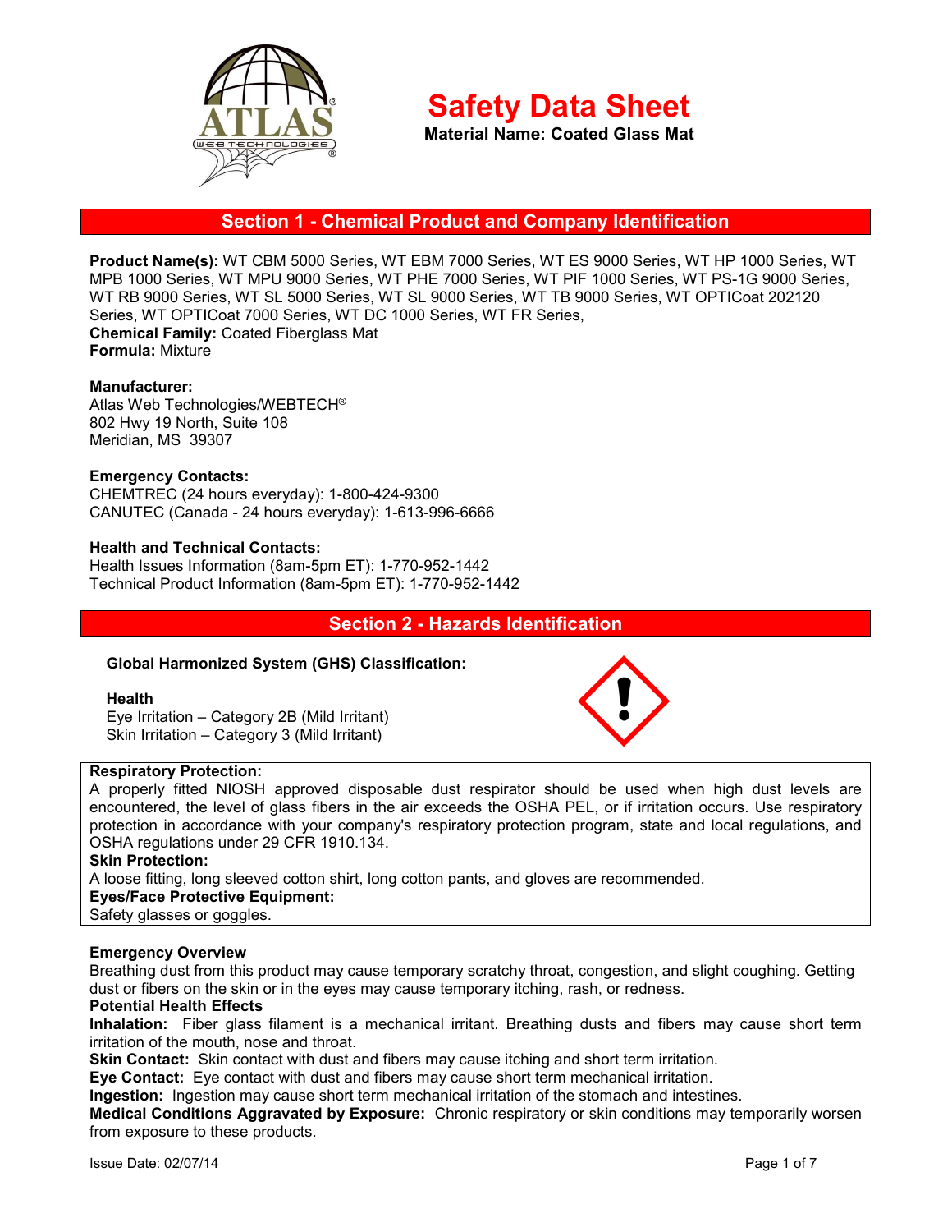# Safety Data Sheet

**Material Name: Coated Glass Mat**

## Section 1 - Chemical Product and Company Identification

**Product Name(s):** WT CBM 5000 Series, WT EBM 7000 Series, WT ES 9000 Series, WT HP 1000 Series, WT MPB 1000 Series, WT MPU 9000 Series, WT PHE 7000 Series, WT PIF 1000 Series, WT PS-1G 9000 Series, WT RB 9000 Series, WT SL 5000 Series, WT SL 9000 Series, WT TB 9000 Series, WT OPTICoat 202120 Series, WT OPTICoat 7000 Series, WT DC 1000 Series, WT FR Series,
**Chemical Family:** Coated Fiberglass Mat
**Formula:** Mixture

**Manufacturer:**
Atlas Web Technologies/WEBTECH®
802 Hwy 19 North, Suite 108
Meridian, MS 39307

**Emergency Contacts:**
CHEMTREC (24 hours everyday): 1-800-424-9300
CANUTEC (Canada - 24 hours everyday): 1-613-996-6666

**Health and Technical Contacts:**
Health Issues Information (8am-5pm ET): 1-770-952-1442
Technical Product Information (8am-5pm ET): 1-770-952-1442

## Section 2 - Hazards Identification

**Global Harmonized System (GHS) Classification:**

**Health**
Eye Irritation – Category 2B (Mild Irritant)
Skin Irritation – Category 3 (Mild Irritant)

**Respiratory Protection:**
A properly fitted NIOSH approved disposable dust respirator should be used when high dust levels are encountered, the level of glass fibers in the air exceeds the OSHA PEL, or if irritation occurs. Use respiratory protection in accordance with your company's respiratory protection program, state and local regulations, and OSHA regulations under 29 CFR 1910.134.
**Skin Protection:**
A loose fitting, long sleeved cotton shirt, long cotton pants, and gloves are recommended.
**Eyes/Face Protective Equipment:**
Safety glasses or goggles.

**Emergency Overview**
Breathing dust from this product may cause temporary scratchy throat, congestion, and slight coughing. Getting dust or fibers on the skin or in the eyes may cause temporary itching, rash, or redness.
**Potential Health Effects**
**Inhalation:** Fiber glass filament is a mechanical irritant. Breathing dusts and fibers may cause short term irritation of the mouth, nose and throat.
**Skin Contact:** Skin contact with dust and fibers may cause itching and short term irritation.
**Eye Contact:** Eye contact with dust and fibers may cause short term mechanical irritation.
**Ingestion:** Ingestion may cause short term mechanical irritation of the stomach and intestines.
**Medical Conditions Aggravated by Exposure:** Chronic respiratory or skin conditions may temporarily worsen from exposure to these products.

Issue Date: 02/07/14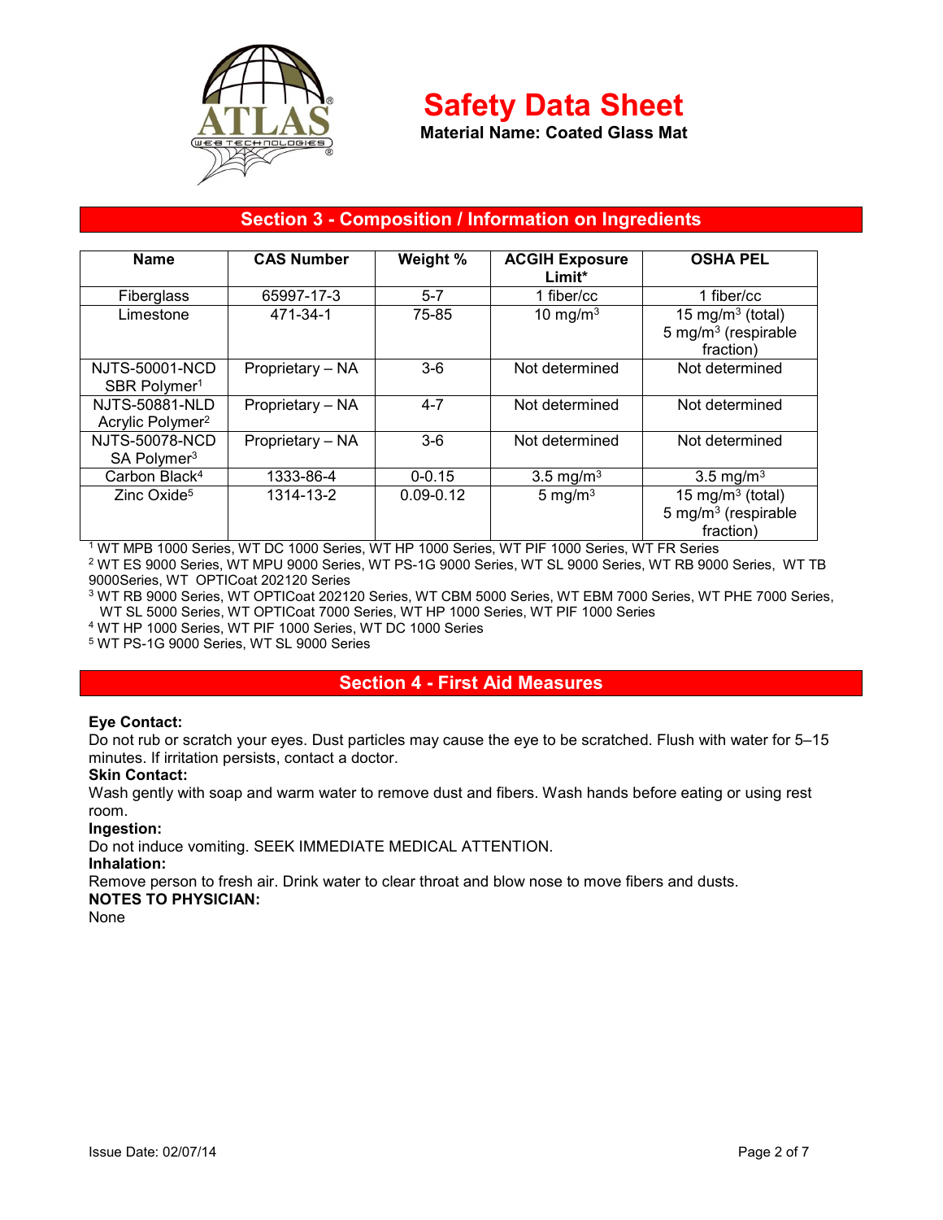# Safety Data Sheet

**Material Name: Coated Glass Mat**

## Section 3 - Composition / Information on Ingredients

| Name | CAS Number | Weight % | ACGIH Exposure Limit* | OSHA PEL |
|---|---|---|---|---|
| Fiberglass | 65997-17-3 | 5-7 | 1 fiber/cc | 1 fiber/cc |
| Limestone | 471-34-1 | 75-85 | 10 $mg/m^3$ | 15 $mg/m^3$ (total) 5 $mg/m^3$ (respirable fraction) |
| NJTS-50001-NCD SBR Polymer[1] | Proprietary – NA | 3-6 | Not determined | Not determined |
| NJTS-50881-NLD Acrylic Polymer[2] | Proprietary – NA | 4-7 | Not determined | Not determined |
| NJTS-50078-NCD SA Polymer[3] | Proprietary – NA | 3-6 | Not determined | Not determined |
| Carbon Black[4] | 1333-86-4 | 0-0.15 | 3.5 $mg/m^3$ | 3.5 $mg/m^3$ |
| Zinc Oxide[5] | 1314-13-2 | 0.09-0.12 | 5 $mg/m^3$ | 15 $mg/m^3$ (total) 5 $mg/m^3$ (respirable fraction) |

[1] WT MPB 1000 Series, WT DC 1000 Series, WT HP 1000 Series, WT PIF 1000 Series, WT FR Series

[2] WT ES 9000 Series, WT MPU 9000 Series, WT PS-1G 9000 Series, WT SL 9000 Series, WT RB 9000 Series, WT TB 9000Series, WT OPTICoat 202120 Series

[3] WT RB 9000 Series, WT OPTICoat 202120 Series, WT CBM 5000 Series, WT EBM 7000 Series, WT PHE 7000 Series, WT SL 5000 Series, WT OPTICoat 7000 Series, WT HP 1000 Series, WT PIF 1000 Series

[4] WT HP 1000 Series, WT PIF 1000 Series, WT DC 1000 Series

[5] WT PS-1G 9000 Series, WT SL 9000 Series

## Section 4 - First Aid Measures

**Eye Contact:**
Do not rub or scratch your eyes. Dust particles may cause the eye to be scratched. Flush with water for 5–15 minutes. If irritation persists, contact a doctor.

**Skin Contact:**
Wash gently with soap and warm water to remove dust and fibers. Wash hands before eating or using rest room.

**Ingestion:**
Do not induce vomiting. SEEK IMMEDIATE MEDICAL ATTENTION.

**Inhalation:**
Remove person to fresh air. Drink water to clear throat and blow nose to move fibers and dusts.

**NOTES TO PHYSICIAN:**
None

Issue Date: 02/07/14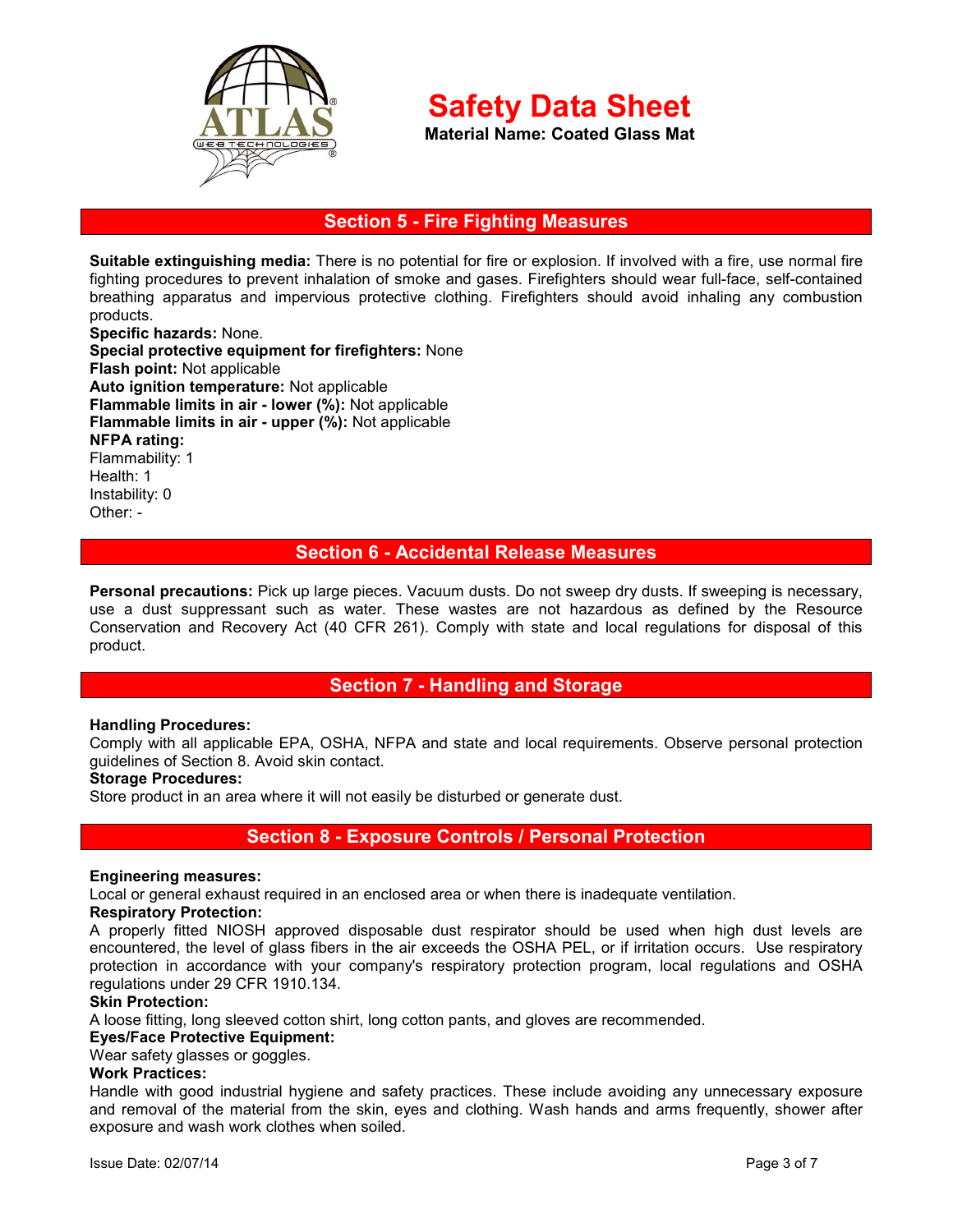# Safety Data Sheet

**Material Name: Coated Glass Mat**

## Section 5 - Fire Fighting Measures

**Suitable extinguishing media:** There is no potential for fire or explosion. If involved with a fire, use normal fire fighting procedures to prevent inhalation of smoke and gases. Firefighters should wear full-face, self-contained breathing apparatus and impervious protective clothing. Firefighters should avoid inhaling any combustion products.
**Specific hazards:** None.
**Special protective equipment for firefighters:** None
**Flash point:** Not applicable
**Auto ignition temperature:** Not applicable
**Flammable limits in air - lower (%):** Not applicable
**Flammable limits in air - upper (%):** Not applicable
**NFPA rating:**
Flammability: 1
Health: 1
Instability: 0
Other: -

## Section 6 - Accidental Release Measures

**Personal precautions:** Pick up large pieces. Vacuum dusts. Do not sweep dry dusts. If sweeping is necessary, use a dust suppressant such as water. These wastes are not hazardous as defined by the Resource Conservation and Recovery Act (40 CFR 261). Comply with state and local regulations for disposal of this product.

## Section 7 - Handling and Storage

**Handling Procedures:**
Comply with all applicable EPA, OSHA, NFPA and state and local requirements. Observe personal protection guidelines of Section 8. Avoid skin contact.
**Storage Procedures:**
Store product in an area where it will not easily be disturbed or generate dust.

## Section 8 - Exposure Controls / Personal Protection

**Engineering measures:**
Local or general exhaust required in an enclosed area or when there is inadequate ventilation.
**Respiratory Protection:**
A properly fitted NIOSH approved disposable dust respirator should be used when high dust levels are encountered, the level of glass fibers in the air exceeds the OSHA PEL, or if irritation occurs. Use respiratory protection in accordance with your company's respiratory protection program, local regulations and OSHA regulations under 29 CFR 1910.134.
**Skin Protection:**
A loose fitting, long sleeved cotton shirt, long cotton pants, and gloves are recommended.
**Eyes/Face Protective Equipment:**
Wear safety glasses or goggles.
**Work Practices:**
Handle with good industrial hygiene and safety practices. These include avoiding any unnecessary exposure and removal of the material from the skin, eyes and clothing. Wash hands and arms frequently, shower after exposure and wash work clothes when soiled.

Issue Date: 02/07/14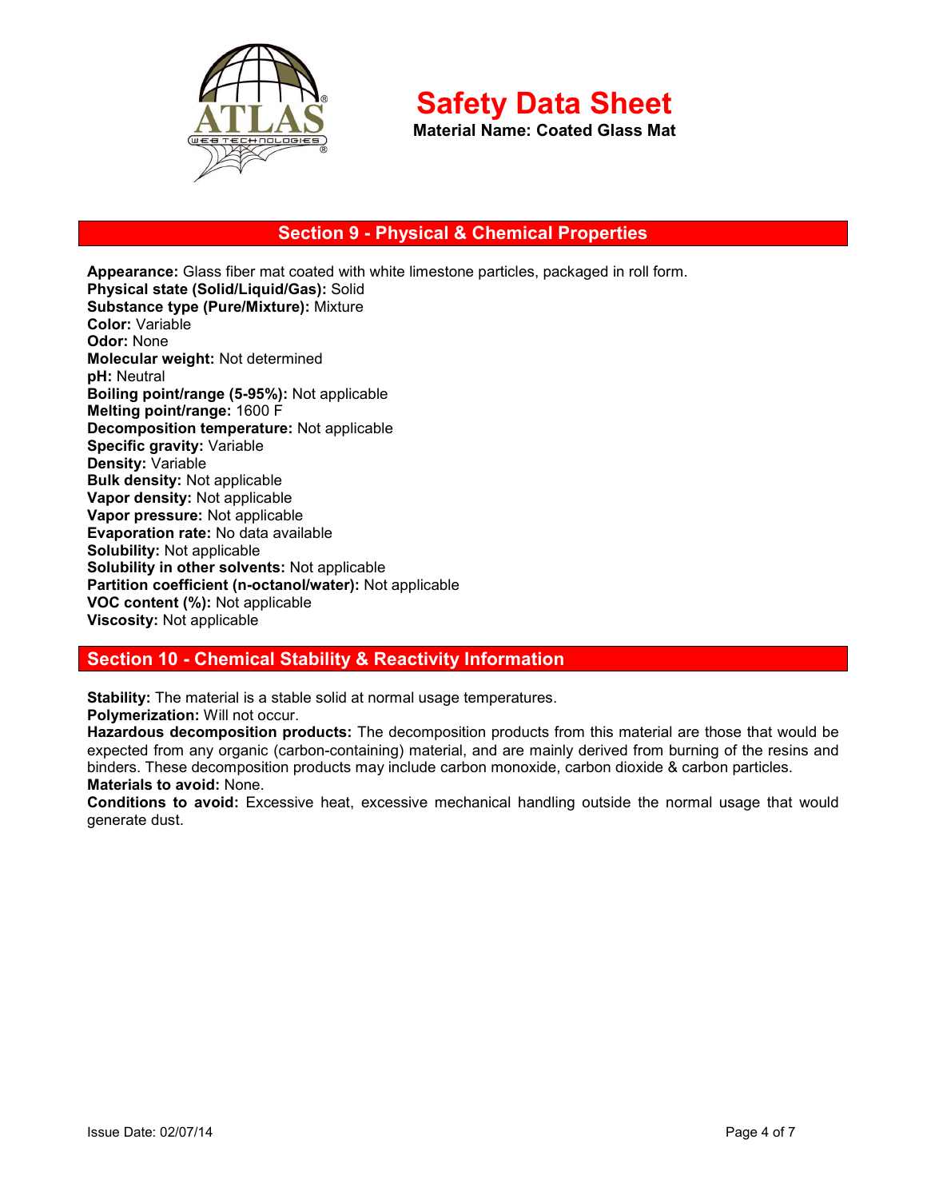# Safety Data Sheet

**Material Name: Coated Glass Mat**

## Section 9 - Physical & Chemical Properties

**Appearance:** Glass fiber mat coated with white limestone particles, packaged in roll form.
**Physical state (Solid/Liquid/Gas):** Solid
**Substance type (Pure/Mixture):** Mixture
**Color:** Variable
**Odor:** None
**Molecular weight:** Not determined
**pH:** Neutral
**Boiling point/range (5-95%):** Not applicable
**Melting point/range:** 1600 F
**Decomposition temperature:** Not applicable
**Specific gravity:** Variable
**Density:** Variable
**Bulk density:** Not applicable
**Vapor density:** Not applicable
**Vapor pressure:** Not applicable
**Evaporation rate:** No data available
**Solubility:** Not applicable
**Solubility in other solvents:** Not applicable
**Partition coefficient (n-octanol/water):** Not applicable
**VOC content (%):** Not applicable
**Viscosity:** Not applicable

## Section 10 - Chemical Stability & Reactivity Information

**Stability:** The material is a stable solid at normal usage temperatures.
**Polymerization:** Will not occur.
**Hazardous decomposition products:** The decomposition products from this material are those that would be expected from any organic (carbon-containing) material, and are mainly derived from burning of the resins and binders. These decomposition products may include carbon monoxide, carbon dioxide & carbon particles.
**Materials to avoid:** None.
**Conditions to avoid:** Excessive heat, excessive mechanical handling outside the normal usage that would generate dust.

Issue Date: 02/07/14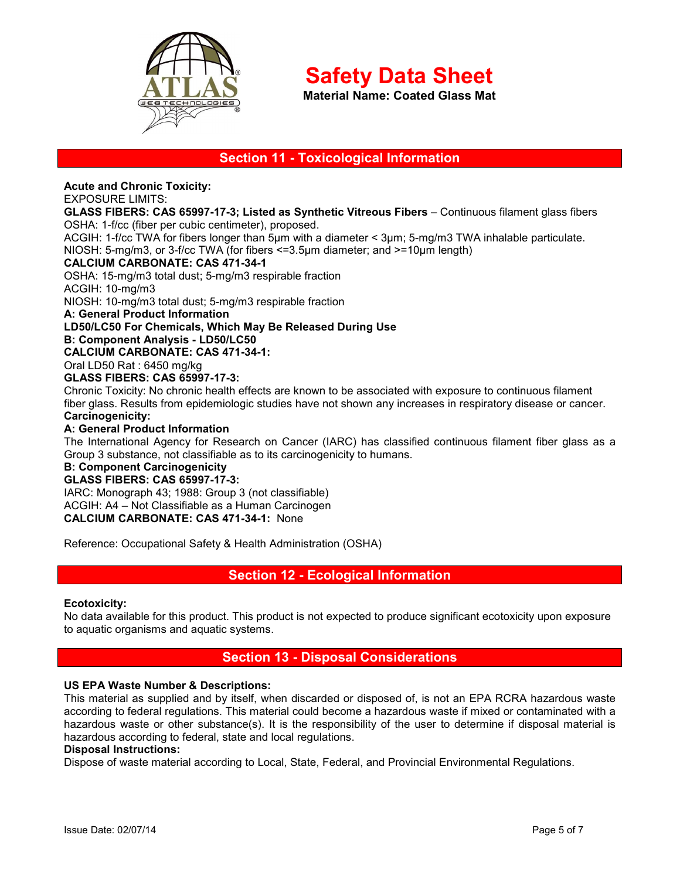# Safety Data Sheet

**Material Name: Coated Glass Mat**

## Section 11 - Toxicological Information

**Acute and Chronic Toxicity:**

EXPOSURE LIMITS:

**GLASS FIBERS: CAS 65997-17-3; Listed as Synthetic Vitreous Fibers** – Continuous filament glass fibers

OSHA: 1-f/cc (fiber per cubic centimeter), proposed.

ACGIH: 1-f/cc TWA for fibers longer than 5µm with a diameter < 3µm; 5-mg/m3 TWA inhalable particulate.

NIOSH: 5-mg/m3, or 3-f/cc TWA (for fibers <=3.5µm diameter; and >=10µm length)

**CALCIUM CARBONATE: CAS 471-34-1**

OSHA: 15-mg/m3 total dust; 5-mg/m3 respirable fraction

ACGIH: 10-mg/m3

NIOSH: 10-mg/m3 total dust; 5-mg/m3 respirable fraction

**A: General Product Information**

**LD50/LC50 For Chemicals, Which May Be Released During Use**

**B: Component Analysis - LD50/LC50**

**CALCIUM CARBONATE: CAS 471-34-1:**

Oral LD50 Rat : 6450 mg/kg

**GLASS FIBERS: CAS 65997-17-3:**

Chronic Toxicity: No chronic health effects are known to be associated with exposure to continuous filament fiber glass. Results from epidemiologic studies have not shown any increases in respiratory disease or cancer.

**Carcinogenicity:**

**A: General Product Information**

The International Agency for Research on Cancer (IARC) has classified continuous filament fiber glass as a Group 3 substance, not classifiable as to its carcinogenicity to humans.

**B: Component Carcinogenicity**

**GLASS FIBERS: CAS 65997-17-3:**

IARC: Monograph 43; 1988: Group 3 (not classifiable)

ACGIH: A4 – Not Classifiable as a Human Carcinogen

**CALCIUM CARBONATE: CAS 471-34-1:** None

Reference: Occupational Safety & Health Administration (OSHA)

## Section 12 - Ecological Information

**Ecotoxicity:**

No data available for this product. This product is not expected to produce significant ecotoxicity upon exposure to aquatic organisms and aquatic systems.

## Section 13 - Disposal Considerations

**US EPA Waste Number & Descriptions:**

This material as supplied and by itself, when discarded or disposed of, is not an EPA RCRA hazardous waste according to federal regulations. This material could become a hazardous waste if mixed or contaminated with a hazardous waste or other substance(s). It is the responsibility of the user to determine if disposal material is hazardous according to federal, state and local regulations.

**Disposal Instructions:**

Dispose of waste material according to Local, State, Federal, and Provincial Environmental Regulations.

Issue Date: 02/07/14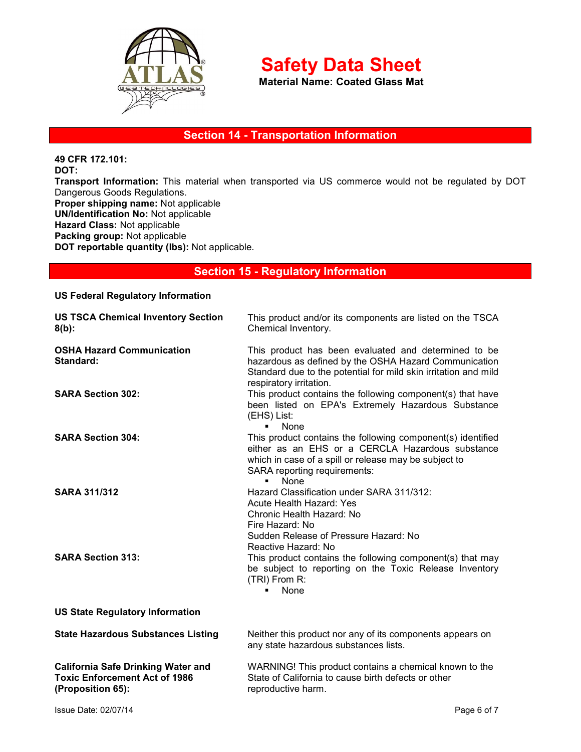# Safety Data Sheet

**Material Name: Coated Glass Mat**

## Section 14 - Transportation Information

**49 CFR 172.101:**
**DOT:**
**Transport Information:** This material when transported via US commerce would not be regulated by DOT Dangerous Goods Regulations.
**Proper shipping name:** Not applicable
**UN/Identification No:** Not applicable
**Hazard Class:** Not applicable
**Packing group:** Not applicable
**DOT reportable quantity (lbs):** Not applicable.

## Section 15 - Regulatory Information

**US Federal Regulatory Information**

**US TSCA Chemical Inventory Section 8(b):** This product and/or its components are listed on the TSCA Chemical Inventory.

**OSHA Hazard Communication Standard:** This product has been evaluated and determined to be hazardous as defined by the OSHA Hazard Communication Standard due to the potential for mild skin irritation and mild respiratory irritation.

**SARA Section 302:** This product contains the following component(s) that have been listed on EPA's Extremely Hazardous Substance (EHS) List:

- None

**SARA Section 304:** This product contains the following component(s) identified either as an EHS or a CERCLA Hazardous substance which in case of a spill or release may be subject to SARA reporting requirements:

- None

**SARA 311/312** Hazard Classification under SARA 311/312:
Acute Health Hazard: Yes
Chronic Health Hazard: No
Fire Hazard: No
Sudden Release of Pressure Hazard: No
Reactive Hazard: No

**SARA Section 313:** This product contains the following component(s) that may be subject to reporting on the Toxic Release Inventory (TRI) From R:

- None

**US State Regulatory Information**

**State Hazardous Substances Listing** Neither this product nor any of its components appears on any state hazardous substances lists.

**California Safe Drinking Water and Toxic Enforcement Act of 1986 (Proposition 65):** WARNING! This product contains a chemical known to the State of California to cause birth defects or other reproductive harm.

Issue Date: 02/07/14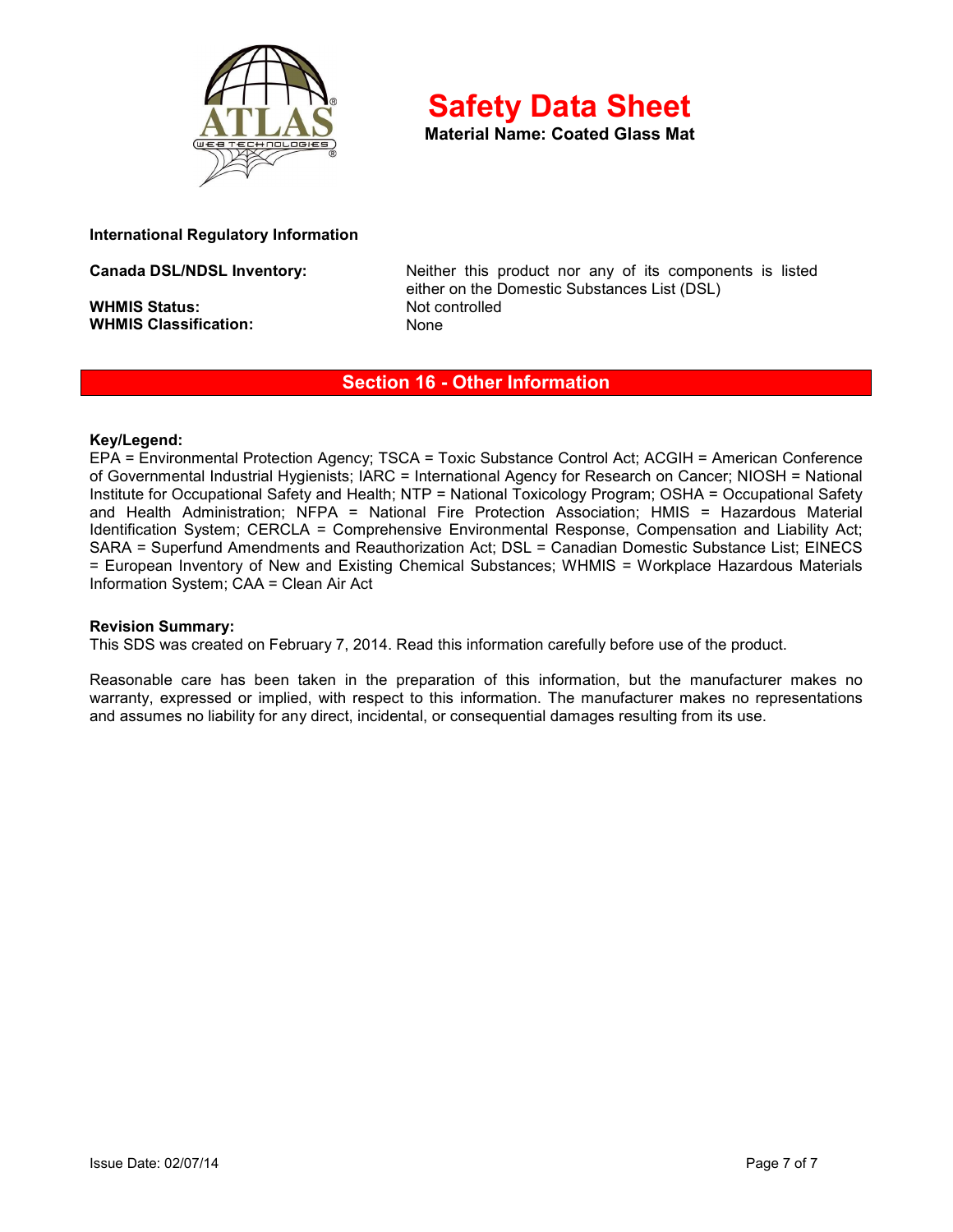# Safety Data Sheet

**Material Name: Coated Glass Mat**

**International Regulatory Information**

| | |
|---|---|
| **Canada DSL/NDSL Inventory:** | Neither this product nor any of its components is listed either on the Domestic Substances List (DSL) |
| **WHMIS Status:** | Not controlled |
| **WHMIS Classification:** | None |

## Section 16 - Other Information

**Key/Legend:**
EPA = Environmental Protection Agency; TSCA = Toxic Substance Control Act; ACGIH = American Conference of Governmental Industrial Hygienists; IARC = International Agency for Research on Cancer; NIOSH = National Institute for Occupational Safety and Health; NTP = National Toxicology Program; OSHA = Occupational Safety and Health Administration; NFPA = National Fire Protection Association; HMIS = Hazardous Material Identification System; CERCLA = Comprehensive Environmental Response, Compensation and Liability Act; SARA = Superfund Amendments and Reauthorization Act; DSL = Canadian Domestic Substance List; EINECS = European Inventory of New and Existing Chemical Substances; WHMIS = Workplace Hazardous Materials Information System; CAA = Clean Air Act

**Revision Summary:**
This SDS was created on February 7, 2014. Read this information carefully before use of the product.

Reasonable care has been taken in the preparation of this information, but the manufacturer makes no warranty, expressed or implied, with respect to this information. The manufacturer makes no representations and assumes no liability for any direct, incidental, or consequential damages resulting from its use.